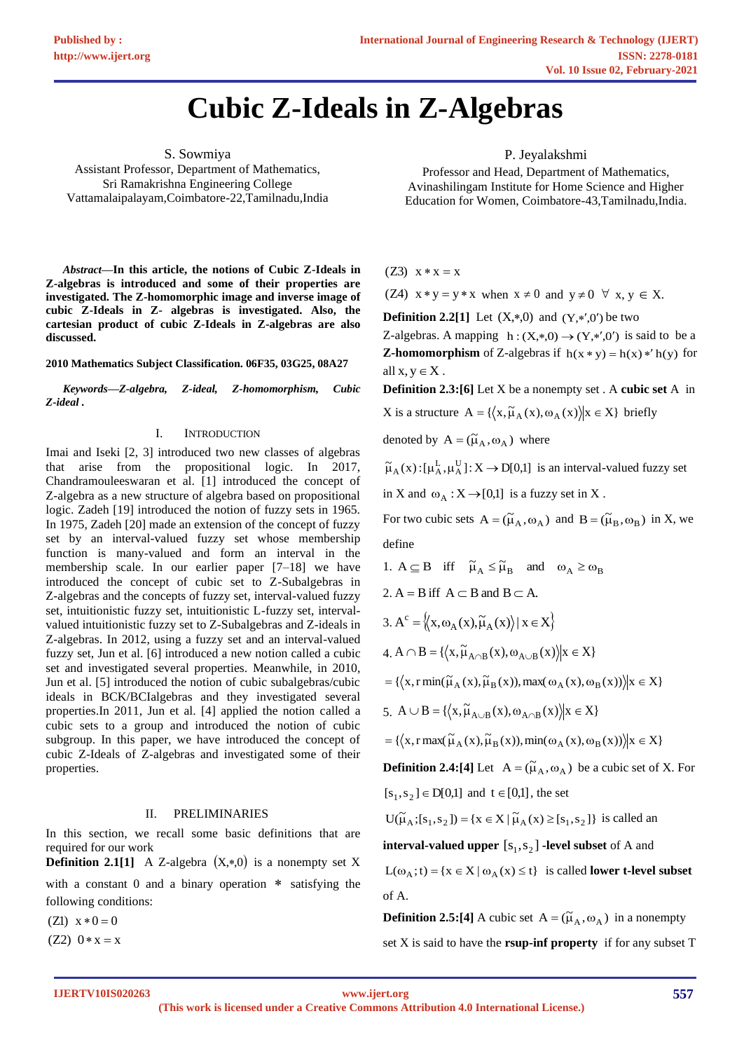# Cubic Z-Ideals in Z-Algebras

S. Sowmiya
Assistant Professor, Department of Mathematics,
Sri Ramakrishna Engineering College
Vattamalaipalayam,Coimbatore-22,Tamilnadu,India

P. Jeyalakshmi
Professor and Head, Department of Mathematics,
Avinashilingam Institute for Home Science and Higher Education for Women, Coimbatore-43,Tamilnadu,India.

***Abstract*—In this article, the notions of Cubic Z-Ideals in Z-algebras is introduced and some of their properties are investigated. The Z-homomorphic image and inverse image of cubic Z-Ideals in Z- algebras is investigated. Also, the cartesian product of cubic Z-Ideals in Z-algebras are also discussed.**

**2010 Mathematics Subject Classification. 06F35, 03G25, 08A27**

***Keywords—Z-algebra, Z-ideal, Z-homomorphism, Cubic Z-ideal .***

## I. Introduction

Imai and Iseki [2, 3] introduced two new classes of algebras that arise from the propositional logic. In 2017, Chandramouleeswaran et al. [1] introduced the concept of Z-algebra as a new structure of algebra based on propositional logic. Zadeh [19] introduced the notion of fuzzy sets in 1965. In 1975, Zadeh [20] made an extension of the concept of fuzzy set by an interval-valued fuzzy set whose membership function is many-valued and form an interval in the membership scale. In our earlier paper [7–18] we have introduced the concept of cubic set to Z-Subalgebras in Z-algebras and the concepts of fuzzy set, interval-valued fuzzy set, intuitionistic fuzzy set, intuitionistic L-fuzzy set, interval-valued intuitionistic fuzzy set to Z-Subalgebras and Z-ideals in Z-algebras. In 2012, using a fuzzy set and an interval-valued fuzzy set, Jun et al. [6] introduced a new notion called a cubic set and investigated several properties. Meanwhile, in 2010, Jun et al. [5] introduced the notion of cubic subalgebras/cubic ideals in BCK/BCIalgebras and they investigated several properties.In 2011, Jun et al. [4] applied the notion called a cubic sets to a group and introduced the notion of cubic subgroup. In this paper, we have introduced the concept of cubic Z-Ideals of Z-algebras and investigated some of their properties.

## II. Preliminaries

In this section, we recall some basic definitions that are required for our work

**Definition 2.1[1]** A Z-algebra $(X,*,0)$ is a nonempty set X with a constant 0 and a binary operation $*$ satisfying the following conditions:

(Z1) $x*0=0$

(Z2) $0*x=x$

(Z3) $x*x=x$

(Z4) $x*y=y*x$ when $x\neq 0$ and $y\neq 0$ $\forall$ $x,y\in X$.

**Definition 2.2[1]** Let $(X,*,0)$ and $(Y,*',0')$ be two Z-algebras. A mapping $h:(X,*,0)\to(Y,*',0')$ is said to be a **Z-homomorphism** of Z-algebras if $h(x*y)=h(x)*'h(y)$ for all $x,y\in X$.

**Definition 2.3:[6]** Let X be a nonempty set . A **cubic set** A in X is a structure $A=\{\langle x,\tilde{\mu}_A(x),\omega_A(x)\rangle | x\in X\}$ briefly denoted by $A=(\tilde{\mu}_A,\omega_A)$ where $\tilde{\mu}_A(x):[\mu_A^L,\mu_A^U]:X\to D[0,1]$ is an interval-valued fuzzy set in X and $\omega_A:X\to[0,1]$ is a fuzzy set in X .

For two cubic sets $A=(\tilde{\mu}_A,\omega_A)$ and $B=(\tilde{\mu}_B,\omega_B)$ in X, we define

1. $A\subseteq B$ iff $\tilde{\mu}_A\leq\tilde{\mu}_B$ and $\omega_A\geq\omega_B$
2. A = B iff $A\subset B$ and $B\subset A$.
3. $A^c=\{\langle x,\omega_A(x),\tilde{\mu}_A(x)\rangle \mid x\in X\}$
4. $A\cap B=\{\langle x,\tilde{\mu}_{A\cap B}(x),\omega_{A\cup B}(x)\rangle | x\in X\}$ $=\{\langle x,r\min(\tilde{\mu}_A(x),\tilde{\mu}_B(x)),\max(\omega_A(x),\omega_B(x))\rangle | x\in X\}$
5. $A\cup B=\{\langle x,\tilde{\mu}_{A\cup B}(x),\omega_{A\cap B}(x)\rangle | x\in X\}$ $=\{\langle x,r\max(\tilde{\mu}_A(x),\tilde{\mu}_B(x)),\min(\omega_A(x),\omega_B(x))\rangle | x\in X\}$

**Definition 2.4:[4]** Let $A=(\tilde{\mu}_A,\omega_A)$ be a cubic set of X. For $[s_1,s_2]\in D[0,1]$ and $t\in[0,1]$, the set $U(\tilde{\mu}_A;[s_1,s_2])=\{x\in X \mid \tilde{\mu}_A(x)\geq[s_1,s_2]\}$ is called an **interval-valued upper** $[s_1,s_2]$ **-level subset** of A and $L(\omega_A;t)=\{x\in X \mid \omega_A(x)\leq t\}$ is called **lower t-level subset** of A.

**Definition 2.5:[4]** A cubic set $A=(\tilde{\mu}_A,\omega_A)$ in a nonempty set X is said to have the **rsup-inf property** if for any subset T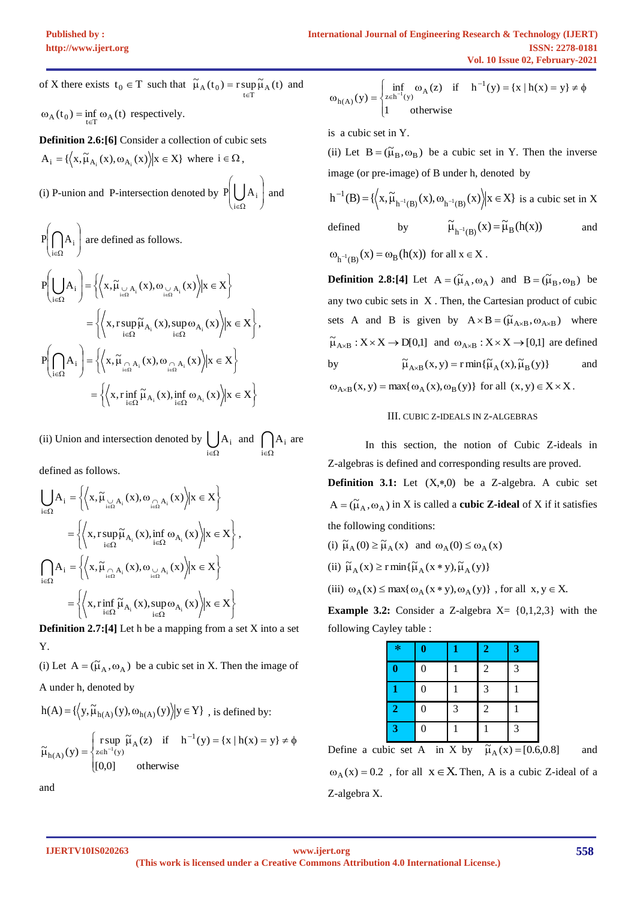of X there exists $t_0 \in T$ such that $\tilde{\mu}_A(t_0) = r\sup_{t\in T} \tilde{\mu}_A(t)$ and $\omega_A(t_0) = \inf_{t\in T} \omega_A(t)$ respectively.

**Definition 2.6:[6]** Consider a collection of cubic sets $A_i = \{\langle x, \tilde{\mu}_{A_i}(x), \omega_{A_i}(x)\rangle | x \in X\}$ where $i \in \Omega$,

(i) P-union and P-intersection denoted by $P\left(\bigcup_{i\in\Omega} A_i\right)$ and $P\left(\bigcap_{i\in\Omega} A_i\right)$ are defined as follows.

$$P\left(\bigcup_{i\in\Omega} A_i\right) = \left\{\left\langle x, \tilde{\mu}_{\bigcup_{i\in\Omega} A_i}(x), \omega_{\bigcup_{i\in\Omega} A_i}(x)\right\rangle \middle| x \in X\right\}$$

$$= \left\{\left\langle x, r\sup_{i\in\Omega} \tilde{\mu}_{A_i}(x), \sup_{i\in\Omega} \omega_{A_i}(x)\right\rangle \middle| x \in X\right\},$$

$$P\left(\bigcap_{i\in\Omega} A_i\right) = \left\{\left\langle x, \tilde{\mu}_{\bigcap_{i\in\Omega} A_i}(x), \omega_{\bigcap_{i\in\Omega} A_i}(x)\right\rangle \middle| x \in X\right\}$$

$$= \left\{\left\langle x, r\inf_{i\in\Omega} \tilde{\mu}_{A_i}(x), \inf_{i\in\Omega} \omega_{A_i}(x)\right\rangle \middle| x \in X\right\}$$

(ii) Union and intersection denoted by $\bigcup_{i\in\Omega} A_i$ and $\bigcap_{i\in\Omega} A_i$ are defined as follows.

$$\bigcup_{i\in\Omega} A_i = \left\{\left\langle x, \tilde{\mu}_{\bigcup_{i\in\Omega} A_i}(x), \omega_{\bigcap_{i\in\Omega} A_i}(x)\right\rangle \middle| x \in X\right\}$$

$$= \left\{\left\langle x, r\sup_{i\in\Omega} \tilde{\mu}_{A_i}(x), \inf_{i\in\Omega} \omega_{A_i}(x)\right\rangle \middle| x \in X\right\},$$

$$\bigcap_{i\in\Omega} A_i = \left\{\left\langle x, \tilde{\mu}_{\bigcap_{i\in\Omega} A_i}(x), \omega_{\bigcup_{i\in\Omega} A_i}(x)\right\rangle \middle| x \in X\right\}$$

$$= \left\{\left\langle x, r\inf_{i\in\Omega} \tilde{\mu}_{A_i}(x), \sup_{i\in\Omega} \omega_{A_i}(x)\right\rangle \middle| x \in X\right\}$$

**Definition 2.7:[4]** Let h be a mapping from a set X into a set Y.

(i) Let $A = (\tilde{\mu}_A, \omega_A)$ be a cubic set in X. Then the image of A under h, denoted by

$h(A) = \{\langle y, \tilde{\mu}_{h(A)}(y), \omega_{h(A)}(y)\rangle | y \in Y\}$, is defined by:

$$\tilde{\mu}_{h(A)}(y) = \begin{cases} r\sup_{z\in h^{-1}(y)} \tilde{\mu}_A(z) & \text{if} \quad h^{-1}(y) = \{x \mid h(x) = y\} \neq \phi \\ [0,0] & \text{otherwise} \end{cases}$$

and

$$\omega_{h(A)}(y) = \begin{cases} \inf_{z\in h^{-1}(y)} \omega_A(z) & \text{if} \quad h^{-1}(y) = \{x \mid h(x) = y\} \neq \phi \\ 1 & \text{otherwise} \end{cases}$$

is a cubic set in Y.

(ii) Let $B = (\tilde{\mu}_B, \omega_B)$ be a cubic set in Y. Then the inverse image (or pre-image) of B under h, denoted by

$h^{-1}(B) = \{\langle x, \tilde{\mu}_{h^{-1}(B)}(x), \omega_{h^{-1}(B)}(x)\rangle | x \in X\}$ is a cubic set in X defined by $\tilde{\mu}_{h^{-1}(B)}(x) = \tilde{\mu}_B(h(x))$ and $\omega_{h^{-1}(B)}(x) = \omega_B(h(x))$ for all $x \in X$.

**Definition 2.8:[4]** Let $A = (\tilde{\mu}_A, \omega_A)$ and $B = (\tilde{\mu}_B, \omega_B)$ be any two cubic sets in $X$. Then, the Cartesian product of cubic sets A and B is given by $A \times B = (\tilde{\mu}_{A\times B}, \omega_{A\times B})$ where $\tilde{\mu}_{A\times B} : X \times X \to D[0,1]$ and $\omega_{A\times B} : X \times X \to [0,1]$ are defined by $\tilde{\mu}_{A\times B}(x, y) = r\min\{\tilde{\mu}_A(x), \tilde{\mu}_B(y)\}$ and $\omega_{A\times B}(x, y) = \max\{\omega_A(x), \omega_B(y)\}$ for all $(x, y) \in X \times X$.

## III. CUBIC Z-IDEALS IN Z-ALGEBRAS

In this section, the notion of Cubic Z-ideals in Z-algebras is defined and corresponding results are proved.

**Definition 3.1:** Let $(X, *, 0)$ be a Z-algebra. A cubic set $A = (\tilde{\mu}_A, \omega_A)$ in X is called a **cubic Z-ideal** of X if it satisfies the following conditions:

(i) $\tilde{\mu}_A(0) \geq \tilde{\mu}_A(x)$ and $\omega_A(0) \leq \omega_A(x)$

(ii) $\tilde{\mu}_A(x) \geq r\min\{\tilde{\mu}_A(x * y), \tilde{\mu}_A(y)\}$

(iii) $\omega_A(x) \leq \max\{\omega_A(x * y), \omega_A(y)\}$ , for all $x, y \in X$.

**Example 3.2:** Consider a Z-algebra X= {0,1,2,3} with the following Cayley table :

| * | 0 | 1 | 2 | 3 |
|---|---|---|---|---|
| 0 | 0 | 1 | 2 | 3 |
| 1 | 0 | 1 | 3 | 1 |
| 2 | 0 | 3 | 2 | 1 |
| 3 | 0 | 1 | 1 | 3 |

Define a cubic set A in X by $\tilde{\mu}_A(x) = [0.6, 0.8]$ and $\omega_A(x) = 0.2$ , for all $x \in X$. Then, A is a cubic Z-ideal of a Z-algebra X.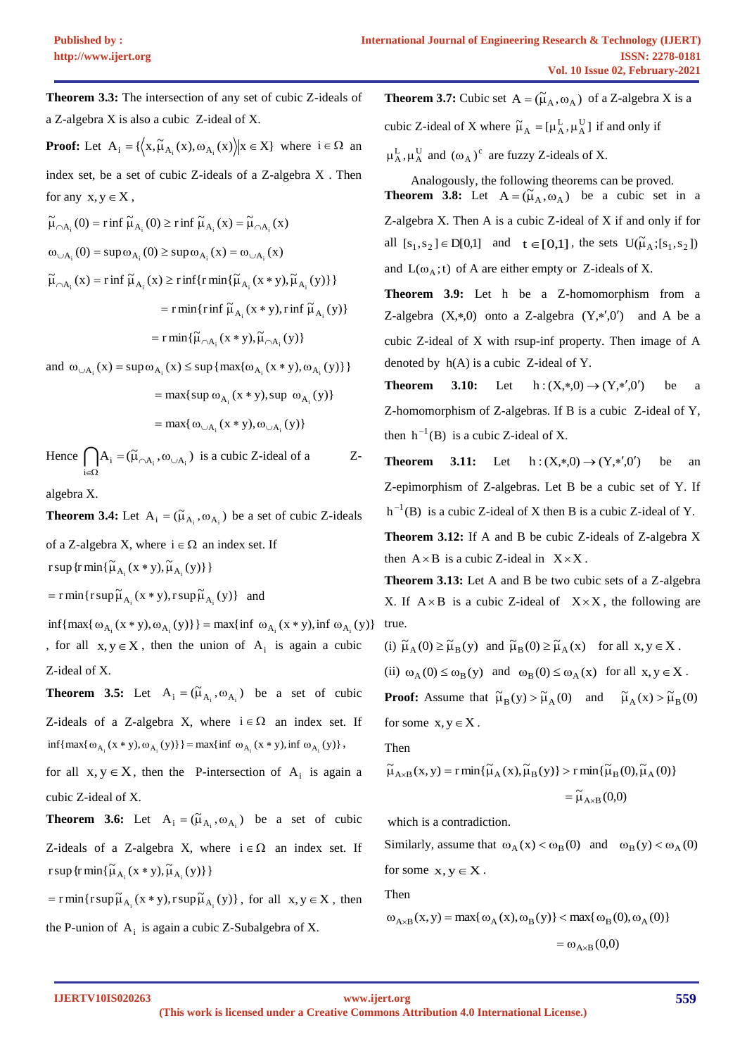**Theorem 3.3:** The intersection of any set of cubic Z-ideals of a Z-algebra X is also a cubic Z-ideal of X.

**Proof:** Let $A_i = \{\langle x, \tilde{\mu}_{A_i}(x), \omega_{A_i}(x)\rangle | x \in X\}$ where $i \in \Omega$ an index set, be a set of cubic Z-ideals of a Z-algebra X . Then for any $x, y \in X$ ,

$$\tilde{\mu}_{\cap A_i}(0) = r\inf \tilde{\mu}_{A_i}(0) \geq r\inf \tilde{\mu}_{A_i}(x) = \tilde{\mu}_{\cap A_i}(x)$$

$$\omega_{\cup A_i}(0) = \sup \omega_{A_i}(0) \geq \sup \omega_{A_i}(x) = \omega_{\cup A_i}(x)$$

$$\tilde{\mu}_{\cap A_i}(x) = r\inf \tilde{\mu}_{A_i}(x) \geq r\inf\{r\min\{\tilde{\mu}_{A_i}(x*y), \tilde{\mu}_{A_i}(y)\}\}$$

$$= r\min\{r\inf \tilde{\mu}_{A_i}(x*y), r\inf \tilde{\mu}_{A_i}(y)\}$$

$$= r\min\{\tilde{\mu}_{\cap A_i}(x*y), \tilde{\mu}_{\cap A_i}(y)\}$$

and $\omega_{\cup A_i}(x) = \sup \omega_{A_i}(x) \leq \sup\{\max\{\omega_{A_i}(x*y), \omega_{A_i}(y)\}\}$

$$= \max\{\sup \omega_{A_i}(x*y), \sup\ \omega_{A_i}(y)\}$$

$$= \max\{\omega_{\cup A_i}(x*y), \omega_{\cup A_i}(y)\}$$

Hence $\bigcap_{i\in\Omega} A_i = (\tilde{\mu}_{\cap A_i}, \omega_{\cup A_i})$ is a cubic Z-ideal of a Z-algebra X.

**Theorem 3.4:** Let $A_i = (\tilde{\mu}_{A_i}, \omega_{A_i})$ be a set of cubic Z-ideals of a Z-algebra X, where $i \in \Omega$ an index set. If $r\sup\{r\min\{\tilde{\mu}_{A_i}(x*y), \tilde{\mu}_{A_i}(y)\}\}$ $= r\min\{r\sup\tilde{\mu}_{A_i}(x*y), r\sup\tilde{\mu}_{A_i}(y)\}$ and $\inf\{\max\{\omega_{A_i}(x*y), \omega_{A_i}(y)\}\} = \max\{\inf\ \omega_{A_i}(x*y), \inf \omega_{A_i}(y)\}$ , for all $x, y \in X$, then the union of $A_i$ is again a cubic Z-ideal of X.

**Theorem 3.5:** Let $A_i = (\tilde{\mu}_{A_i}, \omega_{A_i})$ be a set of cubic Z-ideals of a Z-algebra X, where $i \in \Omega$ an index set. If $\inf\{\max\{\omega_{A_i}(x*y), \omega_{A_i}(y)\}\} = \max\{\inf\ \omega_{A_i}(x*y), \inf \omega_{A_i}(y)\}$, for all $x, y \in X$, then the P-intersection of $A_i$ is again a cubic Z-ideal of X.

**Theorem 3.6:** Let $A_i = (\tilde{\mu}_{A_i}, \omega_{A_i})$ be a set of cubic Z-ideals of a Z-algebra X, where $i \in \Omega$ an index set. If $r\sup\{r\min\{\tilde{\mu}_{A_i}(x*y), \tilde{\mu}_{A_i}(y)\}\}$ $= r\min\{r\sup\tilde{\mu}_{A_i}(x*y), r\sup\tilde{\mu}_{A_i}(y)\}$, for all $x, y \in X$, then the P-union of $A_i$ is again a cubic Z-Subalgebra of X.

**Theorem 3.7:** Cubic set $A = (\tilde{\mu}_A, \omega_A)$ of a Z-algebra X is a cubic Z-ideal of X where $\tilde{\mu}_A = [\mu_A^L, \mu_A^U]$ if and only if $\mu_A^L, \mu_A^U$ and $(\omega_A)^c$ are fuzzy Z-ideals of X.

Analogously, the following theorems can be proved.

**Theorem 3.8:** Let $A = (\tilde{\mu}_A, \omega_A)$ be a cubic set in a Z-algebra X. Then A is a cubic Z-ideal of X if and only if for all $[s_1, s_2] \in D[0,1]$ and $t \in [0,1]$, the sets $U(\tilde{\mu}_A; [s_1, s_2])$ and $L(\omega_A; t)$ of A are either empty or Z-ideals of X.

**Theorem 3.9:** Let h be a Z-homomorphism from a Z-algebra $(X,*,0)$ onto a Z-algebra $(Y,*',0')$ and A be a cubic Z-ideal of X with rsup-inf property. Then image of A denoted by $h(A)$ is a cubic Z-ideal of Y.

**Theorem 3.10:** Let $h : (X,*,0) \to (Y,*',0')$ be a Z-homomorphism of Z-algebras. If B is a cubic Z-ideal of Y, then $h^{-1}(B)$ is a cubic Z-ideal of X.

**Theorem 3.11:** Let $h : (X,*,0) \to (Y,*',0')$ be an Z-epimorphism of Z-algebras. Let B be a cubic set of Y. If $h^{-1}(B)$ is a cubic Z-ideal of X then B is a cubic Z-ideal of Y.

**Theorem 3.12:** If A and B be cubic Z-ideals of Z-algebra X then $A \times B$ is a cubic Z-ideal in $X \times X$ .

**Theorem 3.13:** Let A and B be two cubic sets of a Z-algebra X. If $A \times B$ is a cubic Z-ideal of $X \times X$, the following are true.

(i) $\tilde{\mu}_A(0) \geq \tilde{\mu}_B(y)$ and $\tilde{\mu}_B(0) \geq \tilde{\mu}_A(x)$ for all $x, y \in X$ .

(ii) $\omega_A(0) \leq \omega_B(y)$ and $\omega_B(0) \leq \omega_A(x)$ for all $x, y \in X$ .

**Proof:** Assume that $\tilde{\mu}_B(y) > \tilde{\mu}_A(0)$ and $\tilde{\mu}_A(x) > \tilde{\mu}_B(0)$ for some $x, y \in X$ .

Then

$$\tilde{\mu}_{A\times B}(x, y) = r\min\{\tilde{\mu}_A(x), \tilde{\mu}_B(y)\} > r\min\{\tilde{\mu}_B(0), \tilde{\mu}_A(0)\}$$

$$= \tilde{\mu}_{A\times B}(0,0)$$

which is a contradiction.

Similarly, assume that $\omega_A(x) < \omega_B(0)$ and $\omega_B(y) < \omega_A(0)$ for some $x, y \in X$ .

Then

$$\omega_{A\times B}(x, y) = \max\{\omega_A(x), \omega_B(y)\} < \max\{\omega_B(0), \omega_A(0)\}$$

$$= \omega_{A\times B}(0,0)$$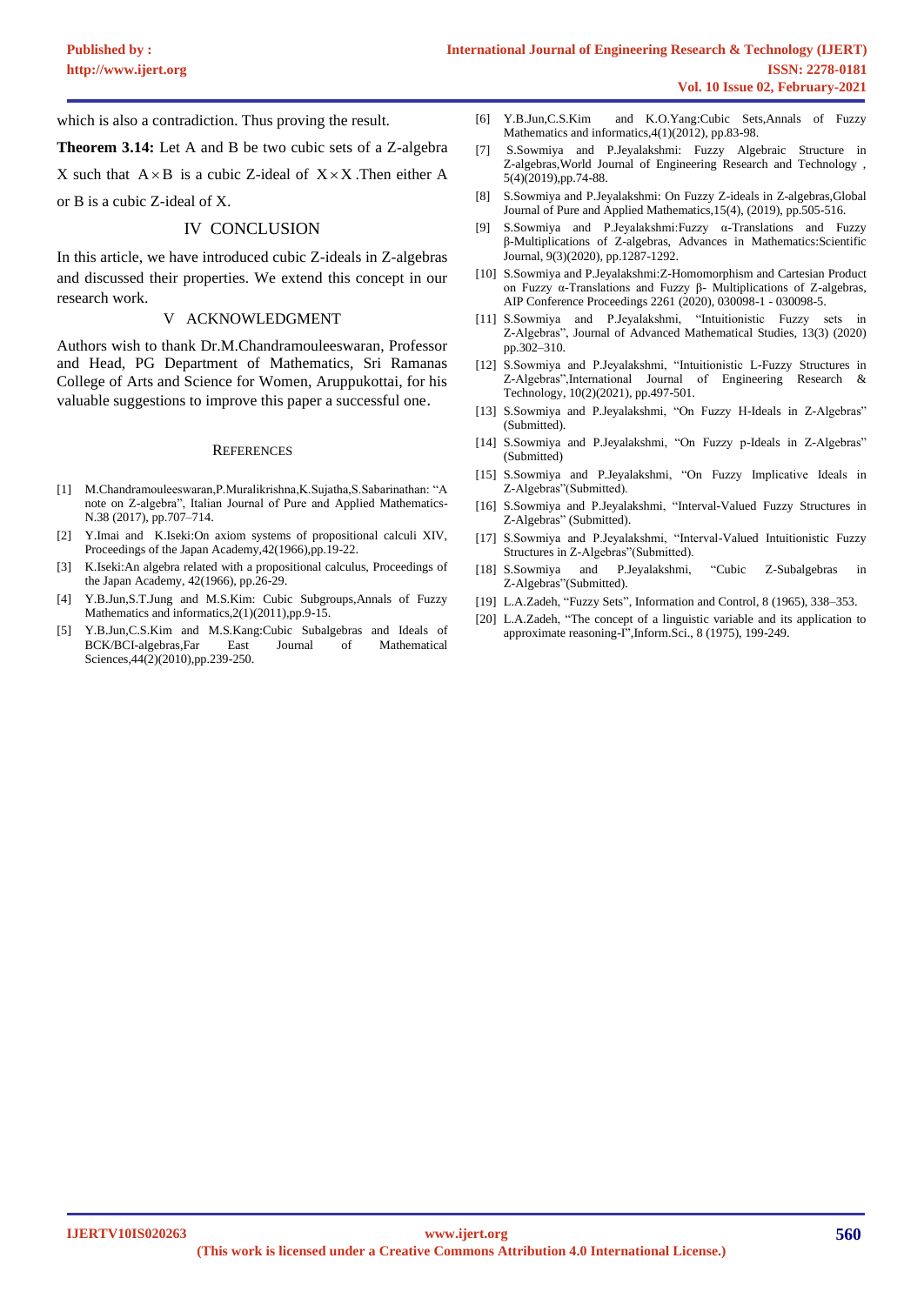which is also a contradiction. Thus proving the result.

**Theorem 3.14:** Let A and B be two cubic sets of a Z-algebra X such that $A \times B$ is a cubic Z-ideal of $X \times X$. Then either A or B is a cubic Z-ideal of X.

## IV CONCLUSION

In this article, we have introduced cubic Z-ideals in Z-algebras and discussed their properties. We extend this concept in our research work.

## V ACKNOWLEDGMENT

Authors wish to thank Dr.M.Chandramouleeswaran, Professor and Head, PG Department of Mathematics, Sri Ramanas College of Arts and Science for Women, Aruppukottai, for his valuable suggestions to improve this paper a successful one.

## REFERENCES

[1] M.Chandramouleeswaran,P.Muralikrishna,K.Sujatha,S.Sabarinathan: "A note on Z-algebra", Italian Journal of Pure and Applied Mathematics-N.38 (2017), pp.707–714.

[2] Y.Imai and K.Iseki:On axiom systems of propositional calculi XIV, Proceedings of the Japan Academy,42(1966),pp.19-22.

[3] K.Iseki:An algebra related with a propositional calculus, Proceedings of the Japan Academy, 42(1966), pp.26-29.

[4] Y.B.Jun,S.T.Jung and M.S.Kim: Cubic Subgroups,Annals of Fuzzy Mathematics and informatics,2(1)(2011),pp.9-15.

[5] Y.B.Jun,C.S.Kim and M.S.Kang:Cubic Subalgebras and Ideals of BCK/BCI-algebras,Far East Journal of Mathematical Sciences,44(2)(2010),pp.239-250.

[6] Y.B.Jun,C.S.Kim and K.O.Yang:Cubic Sets,Annals of Fuzzy Mathematics and informatics,4(1)(2012), pp.83-98.

[7] S.Sowmiya and P.Jeyalakshmi: Fuzzy Algebraic Structure in Z-algebras,World Journal of Engineering Research and Technology , 5(4)(2019),pp.74-88.

[8] S.Sowmiya and P.Jeyalakshmi: On Fuzzy Z-ideals in Z-algebras,Global Journal of Pure and Applied Mathematics,15(4), (2019), pp.505-516.

[9] S.Sowmiya and P.Jeyalakshmi:Fuzzy α-Translations and Fuzzy β-Multiplications of Z-algebras, Advances in Mathematics:Scientific Journal, 9(3)(2020), pp.1287-1292.

[10] S.Sowmiya and P.Jeyalakshmi:Z-Homomorphism and Cartesian Product on Fuzzy α-Translations and Fuzzy β- Multiplications of Z-algebras, AIP Conference Proceedings 2261 (2020), 030098-1 - 030098-5.

[11] S.Sowmiya and P.Jeyalakshmi, "Intuitionistic Fuzzy sets in Z-Algebras", Journal of Advanced Mathematical Studies, 13(3) (2020) pp.302–310.

[12] S.Sowmiya and P.Jeyalakshmi, "Intuitionistic L-Fuzzy Structures in Z-Algebras",International Journal of Engineering Research & Technology, 10(2)(2021), pp.497-501.

[13] S.Sowmiya and P.Jeyalakshmi, "On Fuzzy H-Ideals in Z-Algebras" (Submitted).

[14] S.Sowmiya and P.Jeyalakshmi, "On Fuzzy p-Ideals in Z-Algebras" (Submitted)

[15] S.Sowmiya and P.Jeyalakshmi, "On Fuzzy Implicative Ideals in Z-Algebras"(Submitted).

[16] S.Sowmiya and P.Jeyalakshmi, "Interval-Valued Fuzzy Structures in Z-Algebras" (Submitted).

[17] S.Sowmiya and P.Jeyalakshmi, "Interval-Valued Intuitionistic Fuzzy Structures in Z-Algebras"(Submitted).

[18] S.Sowmiya and P.Jeyalakshmi, "Cubic Z-Subalgebras in Z-Algebras"(Submitted).

[19] L.A.Zadeh, "Fuzzy Sets", Information and Control, 8 (1965), 338–353.

[20] L.A.Zadeh, "The concept of a linguistic variable and its application to approximate reasoning-I",Inform.Sci., 8 (1975), 199-249.